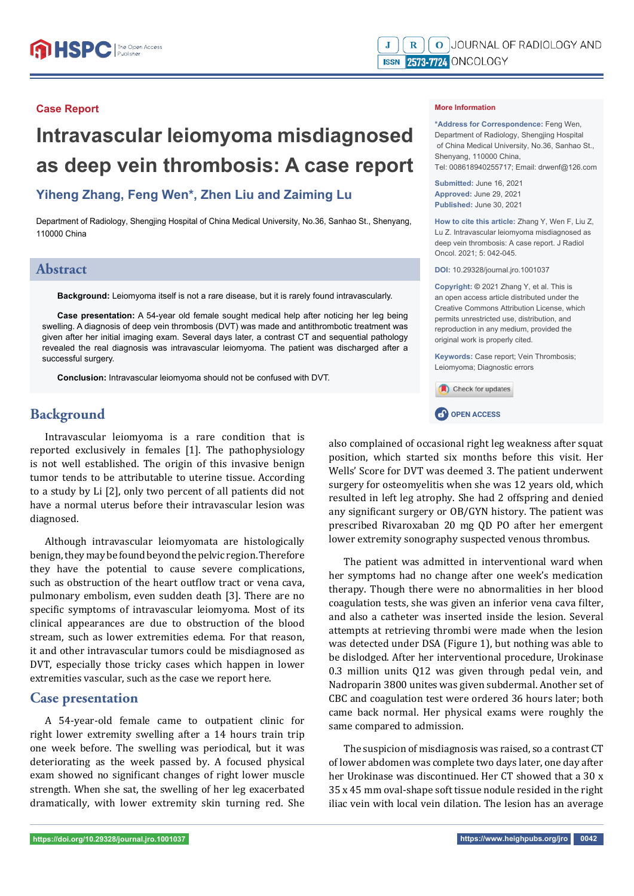Case Report

# Intravascular leiomyoma misdiagnosed as deep vein thrombosis: A case report

**Yiheng Zhang, Feng Wen\*, Zhen Liu and Zaiming Lu**

Department of Radiology, Shengjing Hospital of China Medical University, No.36, Sanhao St., Shenyang, 110000 China

**More Information**

**\*Address for Correspondence:** Feng Wen, Department of Radiology, Shengjing Hospital of China Medical University, No.36, Sanhao St., Shenyang, 110000 China, Tel: 008618940255717; Email: drwenf@126.com

**Submitted:** June 16, 2021
**Approved:** June 29, 2021
**Published:** June 30, 2021

**How to cite this article:** Zhang Y, Wen F, Liu Z, Lu Z. Intravascular leiomyoma misdiagnosed as deep vein thrombosis: A case report. J Radiol Oncol. 2021; 5: 042-045.

**DOI:** 10.29328/journal.jro.1001037

**Copyright:** © 2021 Zhang Y, et al. This is an open access article distributed under the Creative Commons Attribution License, which permits unrestricted use, distribution, and reproduction in any medium, provided the original work is properly cited.

**Keywords:** Case report; Vein Thrombosis; Leiomyoma; Diagnostic errors

## Abstract

**Background:** Leiomyoma itself is not a rare disease, but it is rarely found intravascularly.

**Case presentation:** A 54-year old female sought medical help after noticing her leg being swelling. A diagnosis of deep vein thrombosis (DVT) was made and antithrombotic treatment was given after her initial imaging exam. Several days later, a contrast CT and sequential pathology revealed the real diagnosis was intravascular leiomyoma. The patient was discharged after a successful surgery.

**Conclusion:** Intravascular leiomyoma should not be confused with DVT.

## Background

Intravascular leiomyoma is a rare condition that is reported exclusively in females [1]. The pathophysiology is not well established. The origin of this invasive benign tumor tends to be attributable to uterine tissue. According to a study by Li [2], only two percent of all patients did not have a normal uterus before their intravascular lesion was diagnosed.

Although intravascular leiomyomata are histologically benign, they may be found beyond the pelvic region. Therefore they have the potential to cause severe complications, such as obstruction of the heart outflow tract or vena cava, pulmonary embolism, even sudden death [3]. There are no specific symptoms of intravascular leiomyoma. Most of its clinical appearances are due to obstruction of the blood stream, such as lower extremities edema. For that reason, it and other intravascular tumors could be misdiagnosed as DVT, especially those tricky cases which happen in lower extremities vascular, such as the case we report here.

## Case presentation

A 54-year-old female came to outpatient clinic for right lower extremity swelling after a 14 hours train trip one week before. The swelling was periodical, but it was deteriorating as the week passed by. A focused physical exam showed no significant changes of right lower muscle strength. When she sat, the swelling of her leg exacerbated dramatically, with lower extremity skin turning red. She also complained of occasional right leg weakness after squat position, which started six months before this visit. Her Wells' Score for DVT was deemed 3. The patient underwent surgery for osteomyelitis when she was 12 years old, which resulted in left leg atrophy. She had 2 offspring and denied any significant surgery or OB/GYN history. The patient was prescribed Rivaroxaban 20 mg QD PO after her emergent lower extremity sonography suspected venous thrombus.

The patient was admitted in interventional ward when her symptoms had no change after one week's medication therapy. Though there were no abnormalities in her blood coagulation tests, she was given an inferior vena cava filter, and also a catheter was inserted inside the lesion. Several attempts at retrieving thrombi were made when the lesion was detected under DSA (Figure 1), but nothing was able to be dislodged. After her interventional procedure, Urokinase 0.3 million units Q12 was given through pedal vein, and Nadroparin 3800 unites was given subdermal. Another set of CBC and coagulation test were ordered 36 hours later; both came back normal. Her physical exams were roughly the same compared to admission.

The suspicion of misdiagnosis was raised, so a contrast CT of lower abdomen was complete two days later, one day after her Urokinase was discontinued. Her CT showed that a 30 x 35 x 45 mm oval-shape soft tissue nodule resided in the right iliac vein with local vein dilation. The lesion has an average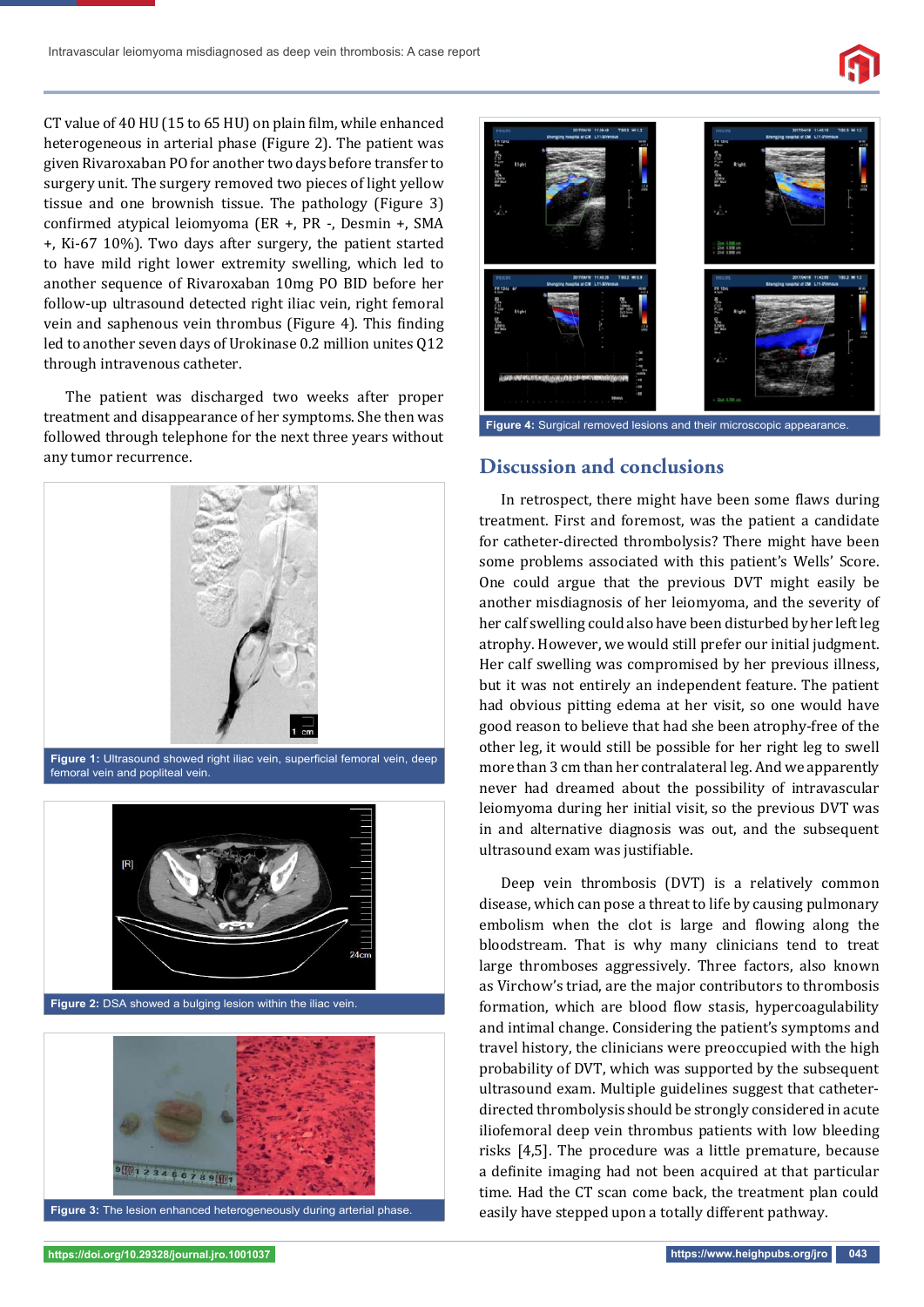CT value of 40 HU (15 to 65 HU) on plain film, while enhanced heterogeneous in arterial phase (Figure 2). The patient was given Rivaroxaban PO for another two days before transfer to surgery unit. The surgery removed two pieces of light yellow tissue and one brownish tissue. The pathology (Figure 3) confirmed atypical leiomyoma (ER +, PR -, Desmin +, SMA +, Ki-67 10%). Two days after surgery, the patient started to have mild right lower extremity swelling, which led to another sequence of Rivaroxaban 10mg PO BID before her follow-up ultrasound detected right iliac vein, right femoral vein and saphenous vein thrombus (Figure 4). This finding led to another seven days of Urokinase 0.2 million unites Q12 through intravenous catheter.

The patient was discharged two weeks after proper treatment and disappearance of her symptoms. She then was followed through telephone for the next three years without any tumor recurrence.

**Figure 1:** Ultrasound showed right iliac vein, superficial femoral vein, deep femoral vein and popliteal vein.

**Figure 2:** DSA showed a bulging lesion within the iliac vein.

**Figure 3:** The lesion enhanced heterogeneously during arterial phase.

**Figure 4:** Surgical removed lesions and their microscopic appearance.

## Discussion and conclusions

In retrospect, there might have been some flaws during treatment. First and foremost, was the patient a candidate for catheter-directed thrombolysis? There might have been some problems associated with this patient's Wells' Score. One could argue that the previous DVT might easily be another misdiagnosis of her leiomyoma, and the severity of her calf swelling could also have been disturbed by her left leg atrophy. However, we would still prefer our initial judgment. Her calf swelling was compromised by her previous illness, but it was not entirely an independent feature. The patient had obvious pitting edema at her visit, so one would have good reason to believe that had she been atrophy-free of the other leg, it would still be possible for her right leg to swell more than 3 cm than her contralateral leg. And we apparently never had dreamed about the possibility of intravascular leiomyoma during her initial visit, so the previous DVT was in and alternative diagnosis was out, and the subsequent ultrasound exam was justifiable.

Deep vein thrombosis (DVT) is a relatively common disease, which can pose a threat to life by causing pulmonary embolism when the clot is large and flowing along the bloodstream. That is why many clinicians tend to treat large thromboses aggressively. Three factors, also known as Virchow's triad, are the major contributors to thrombosis formation, which are blood flow stasis, hypercoagulability and intimal change. Considering the patient's symptoms and travel history, the clinicians were preoccupied with the high probability of DVT, which was supported by the subsequent ultrasound exam. Multiple guidelines suggest that catheter-directed thrombolysis should be strongly considered in acute iliofemoral deep vein thrombus patients with low bleeding risks [4,5]. The procedure was a little premature, because a definite imaging had not been acquired at that particular time. Had the CT scan come back, the treatment plan could easily have stepped upon a totally different pathway.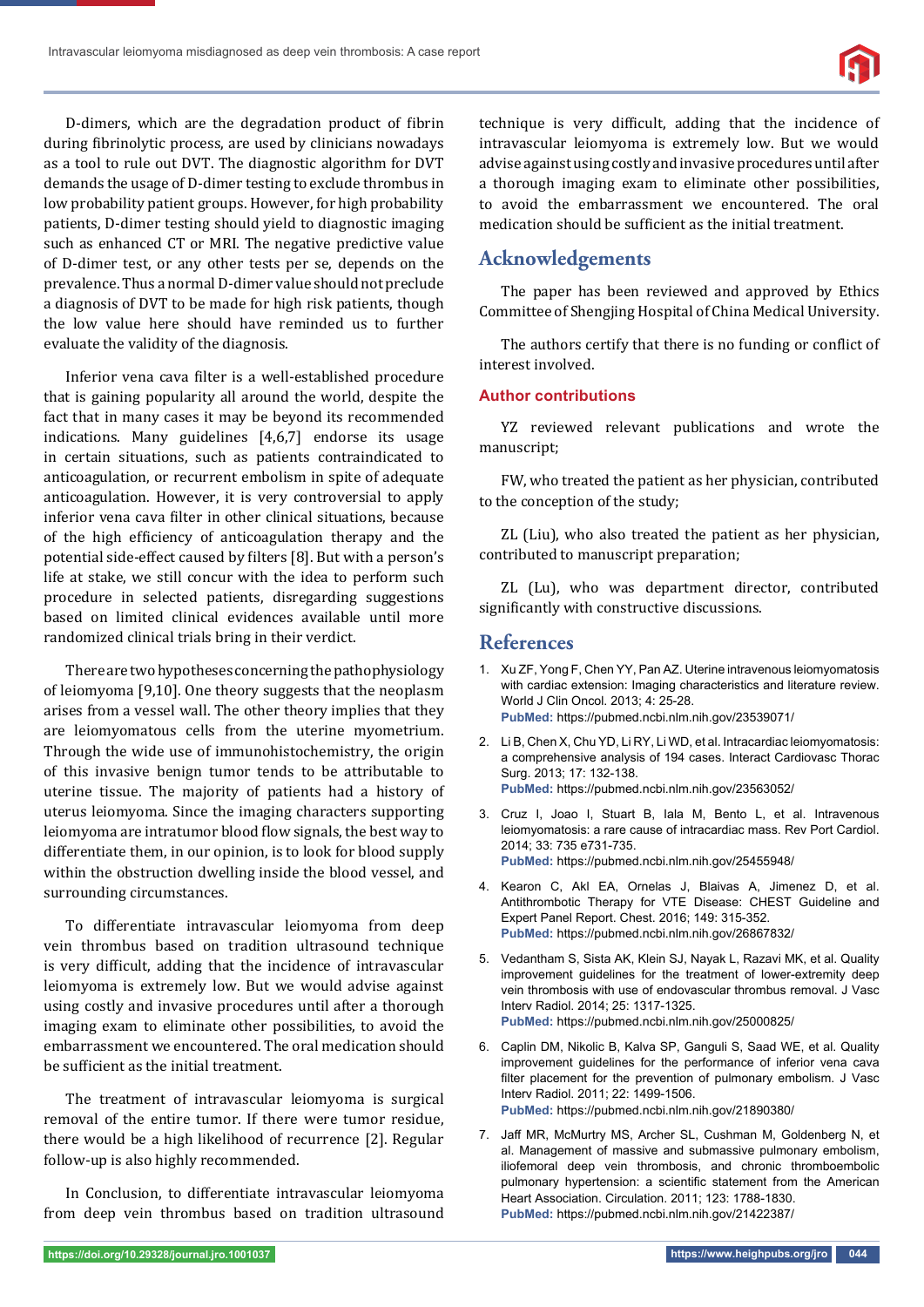D-dimers, which are the degradation product of fibrin during fibrinolytic process, are used by clinicians nowadays as a tool to rule out DVT. The diagnostic algorithm for DVT demands the usage of D-dimer testing to exclude thrombus in low probability patient groups. However, for high probability patients, D-dimer testing should yield to diagnostic imaging such as enhanced CT or MRI. The negative predictive value of D-dimer test, or any other tests per se, depends on the prevalence. Thus a normal D-dimer value should not preclude a diagnosis of DVT to be made for high risk patients, though the low value here should have reminded us to further evaluate the validity of the diagnosis.

Inferior vena cava filter is a well-established procedure that is gaining popularity all around the world, despite the fact that in many cases it may be beyond its recommended indications. Many guidelines [4,6,7] endorse its usage in certain situations, such as patients contraindicated to anticoagulation, or recurrent embolism in spite of adequate anticoagulation. However, it is very controversial to apply inferior vena cava filter in other clinical situations, because of the high efficiency of anticoagulation therapy and the potential side-effect caused by filters [8]. But with a person's life at stake, we still concur with the idea to perform such procedure in selected patients, disregarding suggestions based on limited clinical evidences available until more randomized clinical trials bring in their verdict.

There are two hypotheses concerning the pathophysiology of leiomyoma [9,10]. One theory suggests that the neoplasm arises from a vessel wall. The other theory implies that they are leiomyomatous cells from the uterine myometrium. Through the wide use of immunohistochemistry, the origin of this invasive benign tumor tends to be attributable to uterine tissue. The majority of patients had a history of uterus leiomyoma. Since the imaging characters supporting leiomyoma are intratumor blood flow signals, the best way to differentiate them, in our opinion, is to look for blood supply within the obstruction dwelling inside the blood vessel, and surrounding circumstances.

To differentiate intravascular leiomyoma from deep vein thrombus based on tradition ultrasound technique is very difficult, adding that the incidence of intravascular leiomyoma is extremely low. But we would advise against using costly and invasive procedures until after a thorough imaging exam to eliminate other possibilities, to avoid the embarrassment we encountered. The oral medication should be sufficient as the initial treatment.

The treatment of intravascular leiomyoma is surgical removal of the entire tumor. If there were tumor residue, there would be a high likelihood of recurrence [2]. Regular follow-up is also highly recommended.

In Conclusion, to differentiate intravascular leiomyoma from deep vein thrombus based on tradition ultrasound technique is very difficult, adding that the incidence of intravascular leiomyoma is extremely low. But we would advise against using costly and invasive procedures until after a thorough imaging exam to eliminate other possibilities, to avoid the embarrassment we encountered. The oral medication should be sufficient as the initial treatment.

## Acknowledgements

The paper has been reviewed and approved by Ethics Committee of Shengjing Hospital of China Medical University.

The authors certify that there is no funding or conflict of interest involved.

### Author contributions

YZ reviewed relevant publications and wrote the manuscript;

FW, who treated the patient as her physician, contributed to the conception of the study;

ZL (Liu), who also treated the patient as her physician, contributed to manuscript preparation;

ZL (Lu), who was department director, contributed significantly with constructive discussions.

## References

1. Xu ZF, Yong F, Chen YY, Pan AZ. Uterine intravenous leiomyomatosis with cardiac extension: Imaging characteristics and literature review. World J Clin Oncol. 2013; 4: 25-28.
**PubMed:** https://pubmed.ncbi.nlm.nih.gov/23539071/

2. Li B, Chen X, Chu YD, Li RY, Li WD, et al. Intracardiac leiomyomatosis: a comprehensive analysis of 194 cases. Interact Cardiovasc Thorac Surg. 2013; 17: 132-138.
**PubMed:** https://pubmed.ncbi.nlm.nih.gov/23563052/

3. Cruz I, Joao I, Stuart B, Iala M, Bento L, et al. Intravenous leiomyomatosis: a rare cause of intracardiac mass. Rev Port Cardiol. 2014; 33: 735 e731-735.
**PubMed:** https://pubmed.ncbi.nlm.nih.gov/25455948/

4. Kearon C, Akl EA, Ornelas J, Blaivas A, Jimenez D, et al. Antithrombotic Therapy for VTE Disease: CHEST Guideline and Expert Panel Report. Chest. 2016; 149: 315-352.
**PubMed:** https://pubmed.ncbi.nlm.nih.gov/26867832/

5. Vedantham S, Sista AK, Klein SJ, Nayak L, Razavi MK, et al. Quality improvement guidelines for the treatment of lower-extremity deep vein thrombosis with use of endovascular thrombus removal. J Vasc Interv Radiol. 2014; 25: 1317-1325.
**PubMed:** https://pubmed.ncbi.nlm.nih.gov/25000825/

6. Caplin DM, Nikolic B, Kalva SP, Ganguli S, Saad WE, et al. Quality improvement guidelines for the performance of inferior vena cava filter placement for the prevention of pulmonary embolism. J Vasc Interv Radiol. 2011; 22: 1499-1506.
**PubMed:** https://pubmed.ncbi.nlm.nih.gov/21890380/

7. Jaff MR, McMurtry MS, Archer SL, Cushman M, Goldenberg N, et al. Management of massive and submassive pulmonary embolism, iliofemoral deep vein thrombosis, and chronic thromboembolic pulmonary hypertension: a scientific statement from the American Heart Association. Circulation. 2011; 123: 1788-1830.
**PubMed:** https://pubmed.ncbi.nlm.nih.gov/21422387/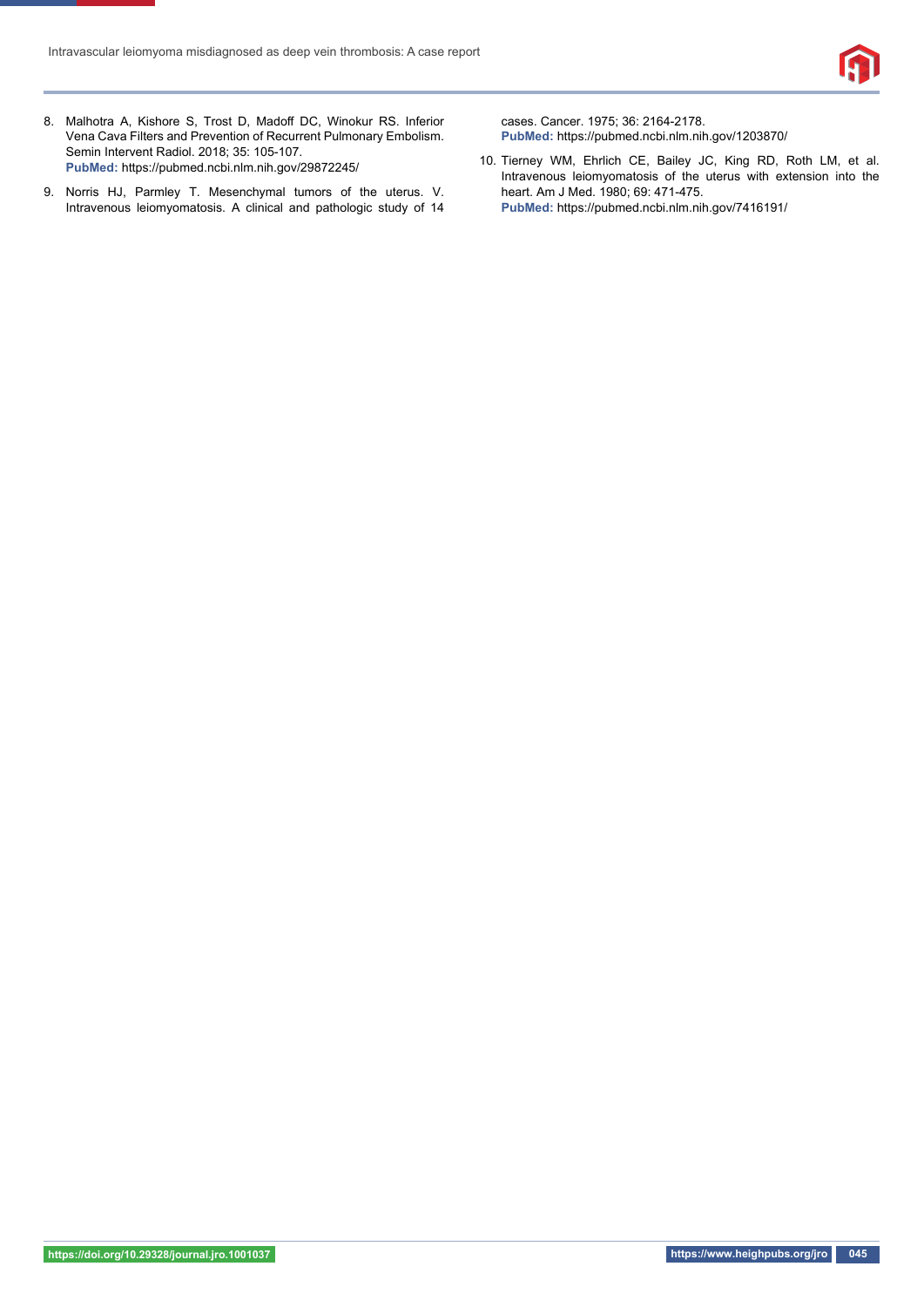8. Malhotra A, Kishore S, Trost D, Madoff DC, Winokur RS. Inferior Vena Cava Filters and Prevention of Recurrent Pulmonary Embolism. Semin Intervent Radiol. 2018; 35: 105-107.
   **PubMed:** https://pubmed.ncbi.nlm.nih.gov/29872245/

9. Norris HJ, Parmley T. Mesenchymal tumors of the uterus. V. Intravenous leiomyomatosis. A clinical and pathologic study of 14 cases. Cancer. 1975; 36: 2164-2178.
   **PubMed:** https://pubmed.ncbi.nlm.nih.gov/1203870/

10. Tierney WM, Ehrlich CE, Bailey JC, King RD, Roth LM, et al. Intravenous leiomyomatosis of the uterus with extension into the heart. Am J Med. 1980; 69: 471-475.
    **PubMed:** https://pubmed.ncbi.nlm.nih.gov/7416191/